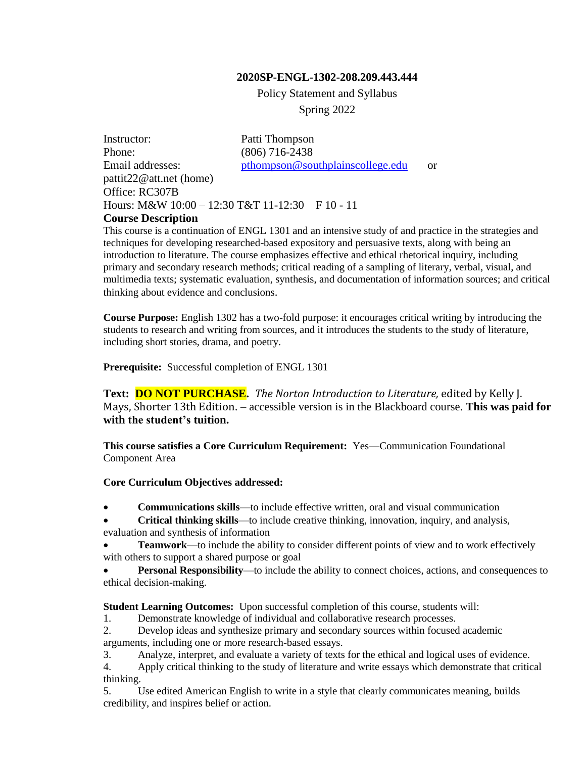**2020SP-ENGL-1302-208.209.443.444**

Policy Statement and Syllabus

Spring 2022

Instructor: Patti Thompson
Phone: (806) 716-2438
Email addresses: pthompson@southplainscollege.edu or pattit22@att.net (home)
Office: RC307B
Hours: M&W 10:00 – 12:30 T&T 11-12:30 F 10 - 11

**Course Description**

This course is a continuation of ENGL 1301 and an intensive study of and practice in the strategies and techniques for developing researched-based expository and persuasive texts, along with being an introduction to literature. The course emphasizes effective and ethical rhetorical inquiry, including primary and secondary research methods; critical reading of a sampling of literary, verbal, visual, and multimedia texts; systematic evaluation, synthesis, and documentation of information sources; and critical thinking about evidence and conclusions.

**Course Purpose:** English 1302 has a two-fold purpose: it encourages critical writing by introducing the students to research and writing from sources, and it introduces the students to the study of literature, including short stories, drama, and poetry.

**Prerequisite:** Successful completion of ENGL 1301

**Text: DO NOT PURCHASE.** *The Norton Introduction to Literature,* edited by Kelly J. Mays, Shorter 13th Edition. – accessible version is in the Blackboard course. **This was paid for with the student's tuition.**

**This course satisfies a Core Curriculum Requirement:** Yes—Communication Foundational Component Area

**Core Curriculum Objectives addressed:**

- **Communications skills**—to include effective written, oral and visual communication
- **Critical thinking skills**—to include creative thinking, innovation, inquiry, and analysis, evaluation and synthesis of information
- **Teamwork**—to include the ability to consider different points of view and to work effectively with others to support a shared purpose or goal
- **Personal Responsibility**—to include the ability to connect choices, actions, and consequences to ethical decision-making.

**Student Learning Outcomes:** Upon successful completion of this course, students will:

1. Demonstrate knowledge of individual and collaborative research processes.
2. Develop ideas and synthesize primary and secondary sources within focused academic arguments, including one or more research-based essays.
3. Analyze, interpret, and evaluate a variety of texts for the ethical and logical uses of evidence.
4. Apply critical thinking to the study of literature and write essays which demonstrate that critical thinking.
5. Use edited American English to write in a style that clearly communicates meaning, builds credibility, and inspires belief or action.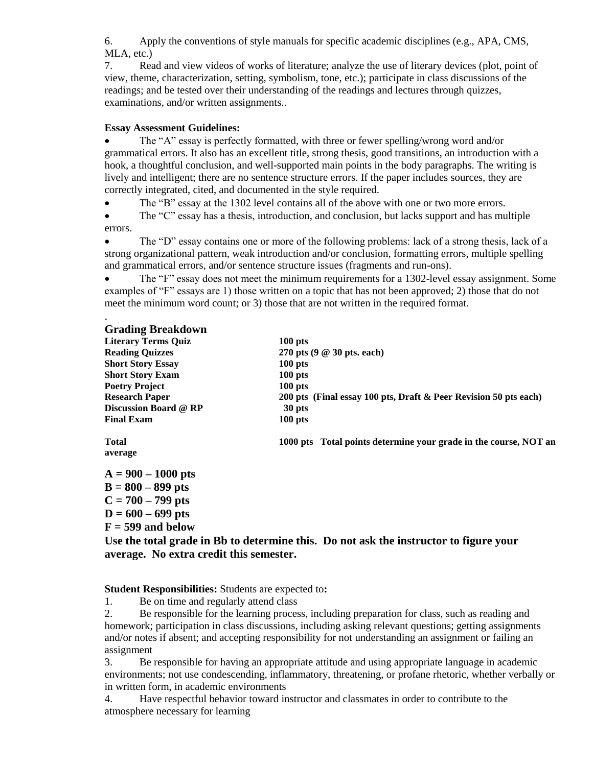6. Apply the conventions of style manuals for specific academic disciplines (e.g., APA, CMS, MLA, etc.)
7. Read and view videos of works of literature; analyze the use of literary devices (plot, point of view, theme, characterization, setting, symbolism, tone, etc.); participate in class discussions of the readings; and be tested over their understanding of the readings and lectures through quizzes, examinations, and/or written assignments..

**Essay Assessment Guidelines:**

- The "A" essay is perfectly formatted, with three or fewer spelling/wrong word and/or grammatical errors. It also has an excellent title, strong thesis, good transitions, an introduction with a hook, a thoughtful conclusion, and well-supported main points in the body paragraphs. The writing is lively and intelligent; there are no sentence structure errors. If the paper includes sources, they are correctly integrated, cited, and documented in the style required.
- The "B" essay at the 1302 level contains all of the above with one or two more errors.
- The "C" essay has a thesis, introduction, and conclusion, but lacks support and has multiple errors.
- The "D" essay contains one or more of the following problems: lack of a strong thesis, lack of a strong organizational pattern, weak introduction and/or conclusion, formatting errors, multiple spelling and grammatical errors, and/or sentence structure issues (fragments and run-ons).
- The "F" essay does not meet the minimum requirements for a 1302-level essay assignment. Some examples of "F" essays are 1) those written on a topic that has not been approved; 2) those that do not meet the minimum word count; or 3) those that are not written in the required format.

.

## Grading Breakdown

| | |
|---|---|
| **Literary Terms Quiz** | **100 pts** |
| **Reading Quizzes** | **270 pts (9 @ 30 pts. each)** |
| **Short Story Essay** | **100 pts** |
| **Short Story Exam** | **100 pts** |
| **Poetry Project** | **100 pts** |
| **Research Paper** | **200 pts (Final essay 100 pts, Draft & Peer Revision 50 pts each)** |
| **Discussion Board @ RP** | **30 pts** |
| **Final Exam** | **100 pts** |
| **Total** | **1000 pts Total points determine your grade in the course, NOT an average** |

**A = 900 – 1000 pts**
**B = 800 – 899 pts**
**C = 700 – 799 pts**
**D = 600 – 699 pts**
**F = 599 and below**

**Use the total grade in Bb to determine this. Do not ask the instructor to figure your average. No extra credit this semester.**

**Student Responsibilities:** Students are expected to**:**

1. Be on time and regularly attend class
2. Be responsible for the learning process, including preparation for class, such as reading and homework; participation in class discussions, including asking relevant questions; getting assignments and/or notes if absent; and accepting responsibility for not understanding an assignment or failing an assignment
3. Be responsible for having an appropriate attitude and using appropriate language in academic environments; not use condescending, inflammatory, threatening, or profane rhetoric, whether verbally or in written form, in academic environments
4. Have respectful behavior toward instructor and classmates in order to contribute to the atmosphere necessary for learning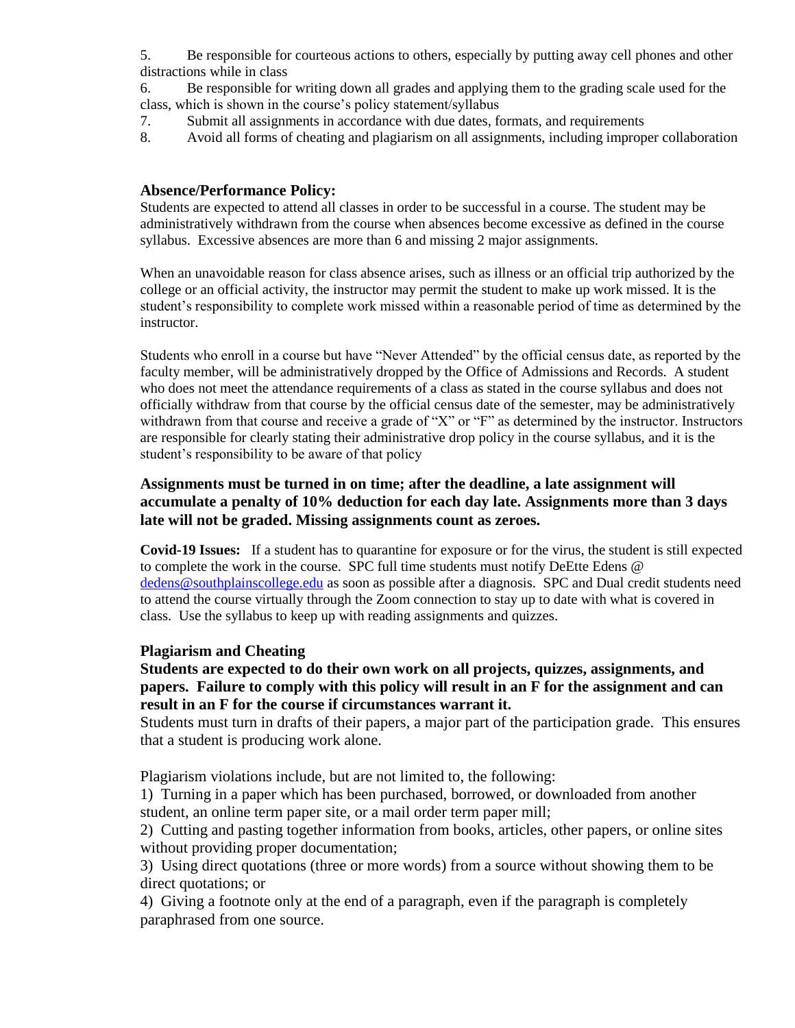5. Be responsible for courteous actions to others, especially by putting away cell phones and other distractions while in class
6. Be responsible for writing down all grades and applying them to the grading scale used for the class, which is shown in the course's policy statement/syllabus
7. Submit all assignments in accordance with due dates, formats, and requirements
8. Avoid all forms of cheating and plagiarism on all assignments, including improper collaboration

### Absence/Performance Policy:

Students are expected to attend all classes in order to be successful in a course. The student may be administratively withdrawn from the course when absences become excessive as defined in the course syllabus. Excessive absences are more than 6 and missing 2 major assignments.

When an unavoidable reason for class absence arises, such as illness or an official trip authorized by the college or an official activity, the instructor may permit the student to make up work missed. It is the student's responsibility to complete work missed within a reasonable period of time as determined by the instructor.

Students who enroll in a course but have "Never Attended" by the official census date, as reported by the faculty member, will be administratively dropped by the Office of Admissions and Records. A student who does not meet the attendance requirements of a class as stated in the course syllabus and does not officially withdraw from that course by the official census date of the semester, may be administratively withdrawn from that course and receive a grade of "X" or "F" as determined by the instructor. Instructors are responsible for clearly stating their administrative drop policy in the course syllabus, and it is the student's responsibility to be aware of that policy

**Assignments must be turned in on time; after the deadline, a late assignment will accumulate a penalty of 10% deduction for each day late. Assignments more than 3 days late will not be graded. Missing assignments count as zeroes.**

**Covid-19 Issues:** If a student has to quarantine for exposure or for the virus, the student is still expected to complete the work in the course. SPC full time students must notify DeEtte Edens @ [dedens@southplainscollege.edu](mailto:dedens@southplainscollege.edu) as soon as possible after a diagnosis. SPC and Dual credit students need to attend the course virtually through the Zoom connection to stay up to date with what is covered in class. Use the syllabus to keep up with reading assignments and quizzes.

### Plagiarism and Cheating

**Students are expected to do their own work on all projects, quizzes, assignments, and papers. Failure to comply with this policy will result in an F for the assignment and can result in an F for the course if circumstances warrant it.**

Students must turn in drafts of their papers, a major part of the participation grade. This ensures that a student is producing work alone.

Plagiarism violations include, but are not limited to, the following:

1) Turning in a paper which has been purchased, borrowed, or downloaded from another student, an online term paper site, or a mail order term paper mill;
2) Cutting and pasting together information from books, articles, other papers, or online sites without providing proper documentation;
3) Using direct quotations (three or more words) from a source without showing them to be direct quotations; or
4) Giving a footnote only at the end of a paragraph, even if the paragraph is completely paraphrased from one source.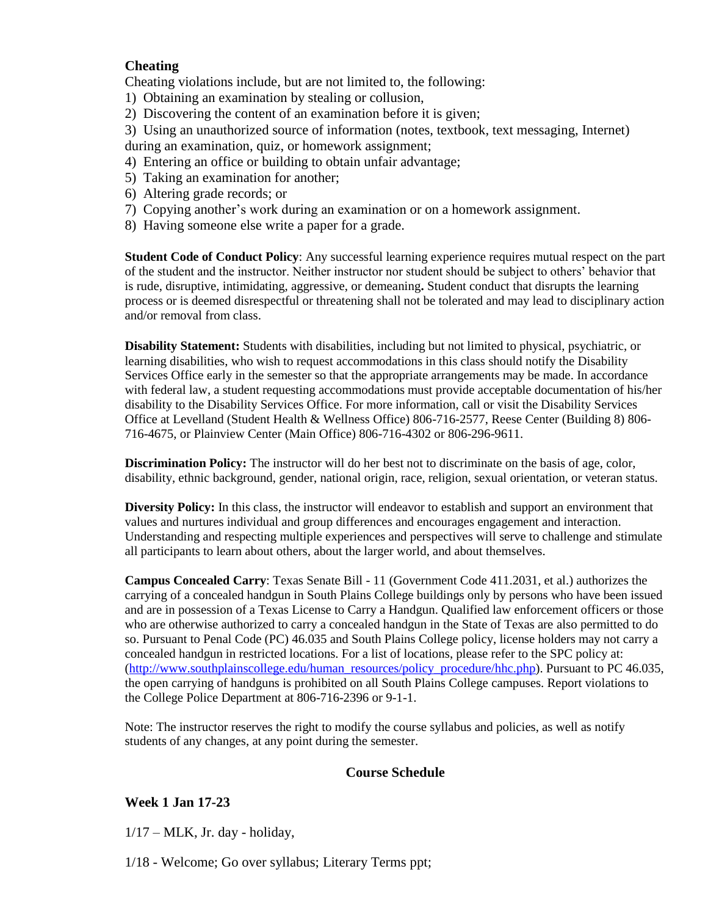### Cheating

Cheating violations include, but are not limited to, the following:

1) Obtaining an examination by stealing or collusion,
2) Discovering the content of an examination before it is given;
3) Using an unauthorized source of information (notes, textbook, text messaging, Internet) during an examination, quiz, or homework assignment;
4) Entering an office or building to obtain unfair advantage;
5) Taking an examination for another;
6) Altering grade records; or
7) Copying another's work during an examination or on a homework assignment.
8) Having someone else write a paper for a grade.

**Student Code of Conduct Policy**: Any successful learning experience requires mutual respect on the part of the student and the instructor. Neither instructor nor student should be subject to others' behavior that is rude, disruptive, intimidating, aggressive, or demeaning**.** Student conduct that disrupts the learning process or is deemed disrespectful or threatening shall not be tolerated and may lead to disciplinary action and/or removal from class.

**Disability Statement:** Students with disabilities, including but not limited to physical, psychiatric, or learning disabilities, who wish to request accommodations in this class should notify the Disability Services Office early in the semester so that the appropriate arrangements may be made. In accordance with federal law, a student requesting accommodations must provide acceptable documentation of his/her disability to the Disability Services Office. For more information, call or visit the Disability Services Office at Levelland (Student Health & Wellness Office) 806-716-2577, Reese Center (Building 8) 806-716-4675, or Plainview Center (Main Office) 806-716-4302 or 806-296-9611.

**Discrimination Policy:** The instructor will do her best not to discriminate on the basis of age, color, disability, ethnic background, gender, national origin, race, religion, sexual orientation, or veteran status.

**Diversity Policy:** In this class, the instructor will endeavor to establish and support an environment that values and nurtures individual and group differences and encourages engagement and interaction. Understanding and respecting multiple experiences and perspectives will serve to challenge and stimulate all participants to learn about others, about the larger world, and about themselves.

**Campus Concealed Carry**: Texas Senate Bill - 11 (Government Code 411.2031, et al.) authorizes the carrying of a concealed handgun in South Plains College buildings only by persons who have been issued and are in possession of a Texas License to Carry a Handgun. Qualified law enforcement officers or those who are otherwise authorized to carry a concealed handgun in the State of Texas are also permitted to do so. Pursuant to Penal Code (PC) 46.035 and South Plains College policy, license holders may not carry a concealed handgun in restricted locations. For a list of locations, please refer to the SPC policy at: ([http://www.southplainscollege.edu/human_resources/policy_procedure/hhc.php](http://www.southplainscollege.edu/human_resources/policy_procedure/hhc.php)). Pursuant to PC 46.035, the open carrying of handguns is prohibited on all South Plains College campuses. Report violations to the College Police Department at 806-716-2396 or 9-1-1.

Note: The instructor reserves the right to modify the course syllabus and policies, as well as notify students of any changes, at any point during the semester.

## Course Schedule

### Week 1 Jan 17-23

1/17 – MLK, Jr. day - holiday,

1/18 - Welcome; Go over syllabus; Literary Terms ppt;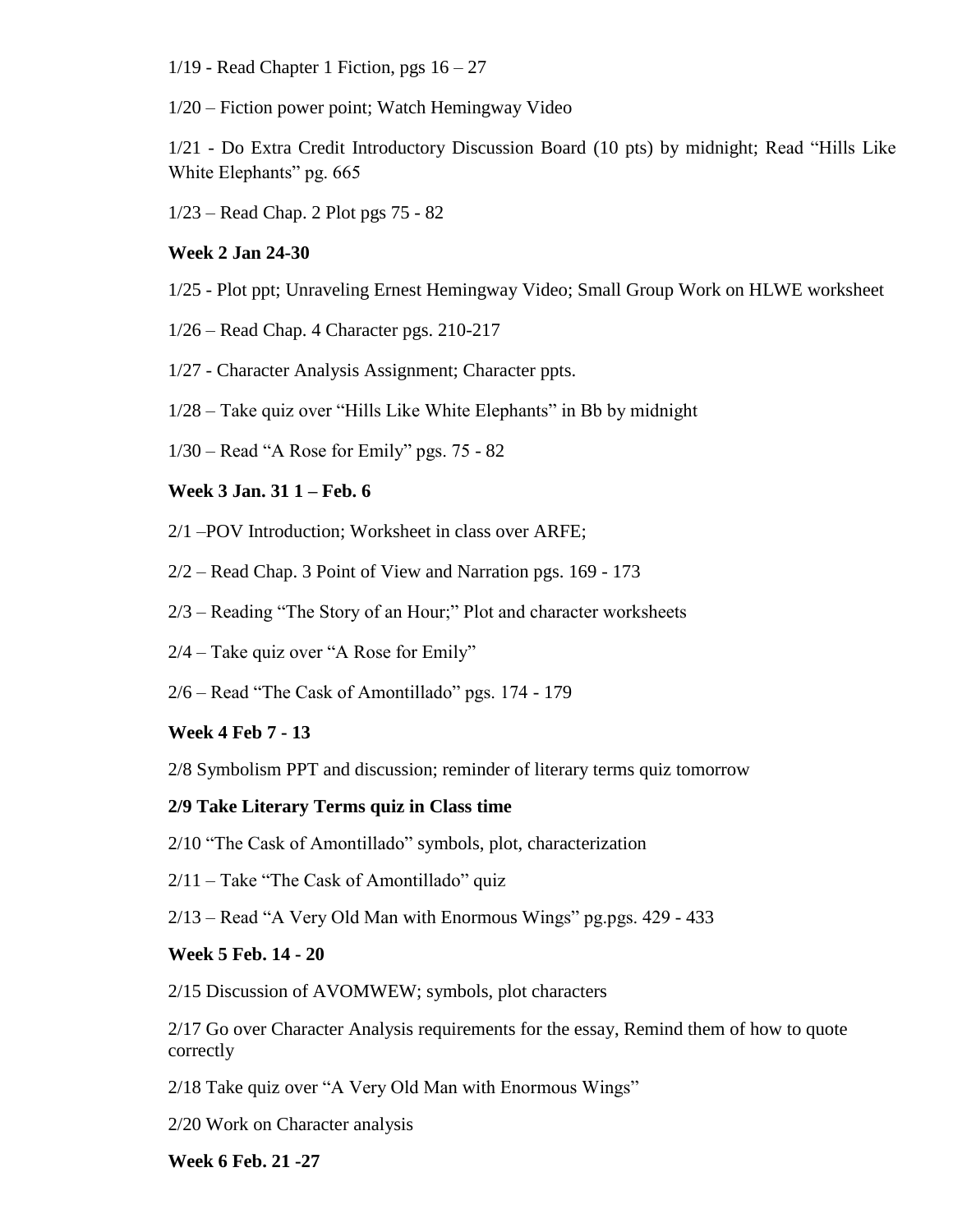1/19 - Read Chapter 1 Fiction, pgs 16 – 27

1/20 – Fiction power point; Watch Hemingway Video

1/21 - Do Extra Credit Introductory Discussion Board (10 pts) by midnight; Read "Hills Like White Elephants" pg. 665

1/23 – Read Chap. 2 Plot pgs 75 - 82

**Week 2 Jan 24-30**

1/25 - Plot ppt; Unraveling Ernest Hemingway Video; Small Group Work on HLWE worksheet

1/26 – Read Chap. 4 Character pgs. 210-217

1/27 - Character Analysis Assignment; Character ppts.

1/28 – Take quiz over "Hills Like White Elephants" in Bb by midnight

1/30 – Read "A Rose for Emily" pgs. 75 - 82

**Week 3 Jan. 31 1 – Feb. 6**

2/1 –POV Introduction; Worksheet in class over ARFE;

2/2 – Read Chap. 3 Point of View and Narration pgs. 169 - 173

2/3 – Reading "The Story of an Hour;" Plot and character worksheets

2/4 – Take quiz over "A Rose for Emily"

2/6 – Read "The Cask of Amontillado" pgs. 174 - 179

**Week 4 Feb 7 - 13**

2/8 Symbolism PPT and discussion; reminder of literary terms quiz tomorrow

**2/9 Take Literary Terms quiz in Class time**

2/10 "The Cask of Amontillado" symbols, plot, characterization

2/11 – Take "The Cask of Amontillado" quiz

2/13 – Read "A Very Old Man with Enormous Wings" pg.pgs. 429 - 433

**Week 5 Feb. 14 - 20**

2/15 Discussion of AVOMWEW; symbols, plot characters

2/17 Go over Character Analysis requirements for the essay, Remind them of how to quote correctly

2/18 Take quiz over "A Very Old Man with Enormous Wings"

2/20 Work on Character analysis

**Week 6 Feb. 21 -27**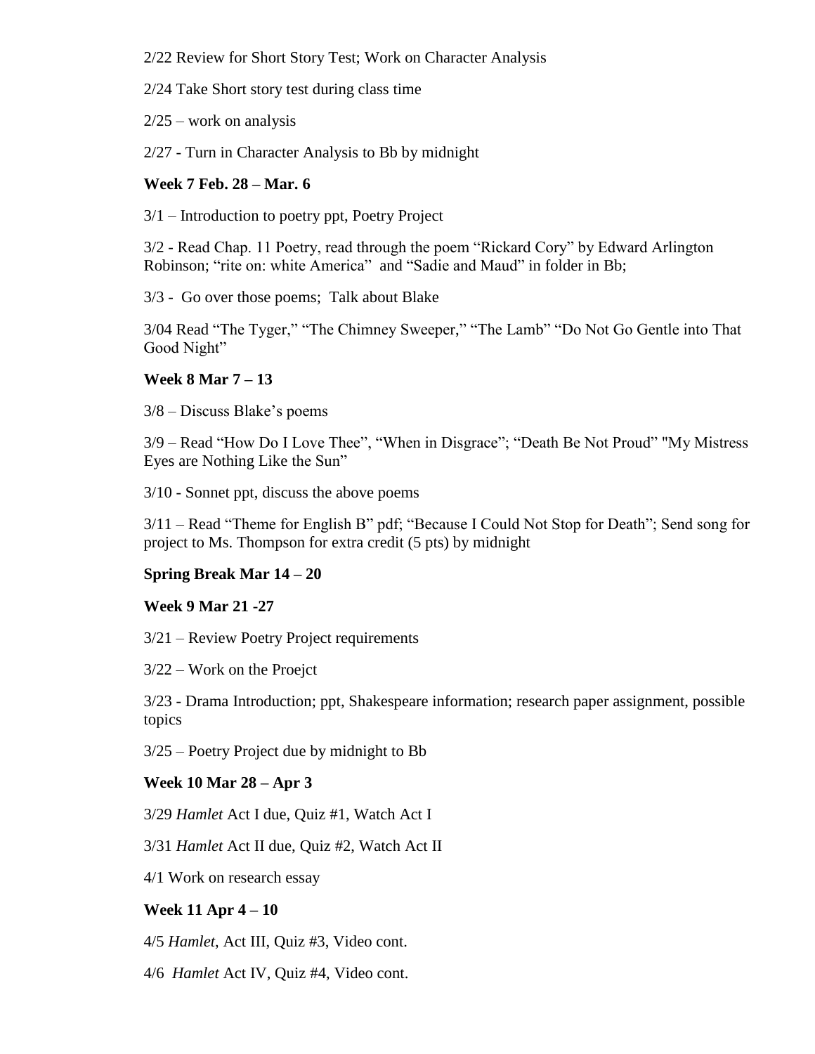2/22 Review for Short Story Test; Work on Character Analysis

2/24 Take Short story test during class time

2/25 – work on analysis

2/27 - Turn in Character Analysis to Bb by midnight

**Week 7 Feb. 28 – Mar. 6**

3/1 – Introduction to poetry ppt, Poetry Project

3/2 - Read Chap. 11 Poetry, read through the poem "Rickard Cory" by Edward Arlington Robinson; "rite on: white America" and "Sadie and Maud" in folder in Bb;

3/3 - Go over those poems; Talk about Blake

3/04 Read "The Tyger," "The Chimney Sweeper," "The Lamb" "Do Not Go Gentle into That Good Night"

**Week 8 Mar 7 – 13**

3/8 – Discuss Blake's poems

3/9 – Read "How Do I Love Thee", "When in Disgrace"; "Death Be Not Proud" "My Mistress Eyes are Nothing Like the Sun"

3/10 - Sonnet ppt, discuss the above poems

3/11 – Read "Theme for English B" pdf; "Because I Could Not Stop for Death"; Send song for project to Ms. Thompson for extra credit (5 pts) by midnight

**Spring Break Mar 14 – 20**

**Week 9 Mar 21 -27**

3/21 – Review Poetry Project requirements

3/22 – Work on the Proejct

3/23 - Drama Introduction; ppt, Shakespeare information; research paper assignment, possible topics

3/25 – Poetry Project due by midnight to Bb

**Week 10 Mar 28 – Apr 3**

3/29 *Hamlet* Act I due, Quiz #1, Watch Act I

3/31 *Hamlet* Act II due, Quiz #2, Watch Act II

4/1 Work on research essay

**Week 11 Apr 4 – 10**

4/5 *Hamlet*, Act III, Quiz #3, Video cont.

4/6 *Hamlet* Act IV, Quiz #4, Video cont.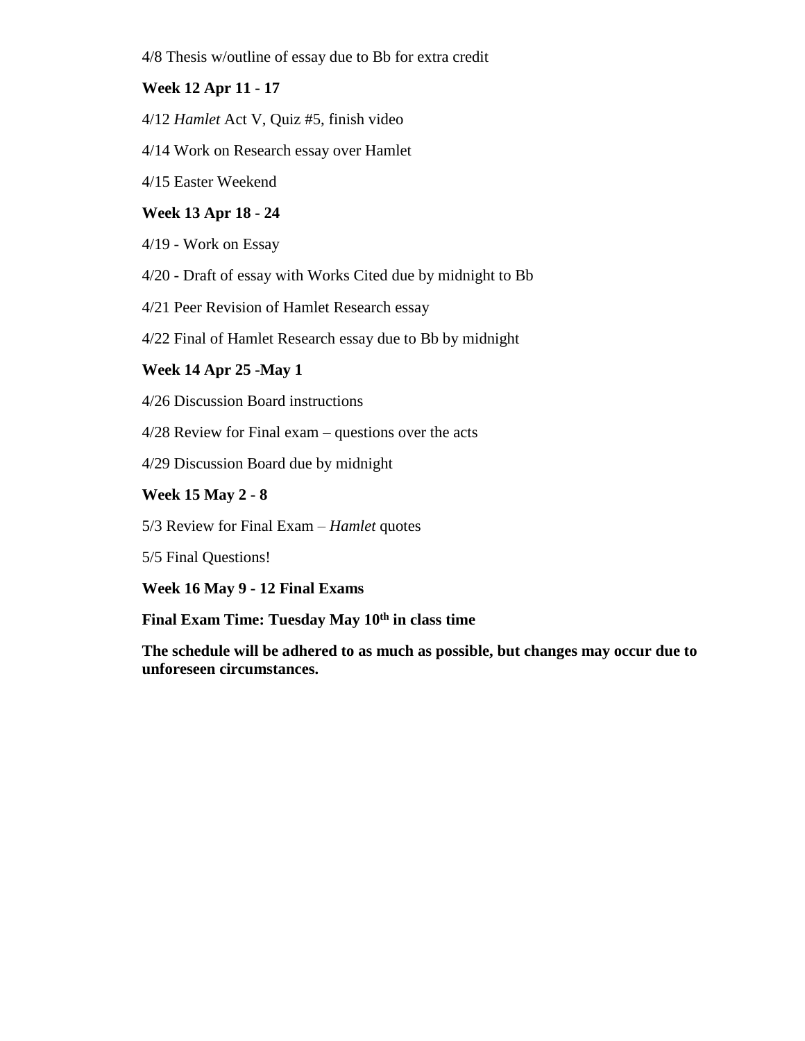4/8 Thesis w/outline of essay due to Bb for extra credit

**Week 12 Apr 11 - 17**

4/12 *Hamlet* Act V, Quiz #5, finish video

4/14 Work on Research essay over Hamlet

4/15 Easter Weekend

**Week 13 Apr 18 - 24**

4/19 - Work on Essay

4/20 - Draft of essay with Works Cited due by midnight to Bb

4/21 Peer Revision of Hamlet Research essay

4/22 Final of Hamlet Research essay due to Bb by midnight

**Week 14 Apr 25 -May 1**

4/26 Discussion Board instructions

4/28 Review for Final exam – questions over the acts

4/29 Discussion Board due by midnight

**Week 15 May 2 - 8**

5/3 Review for Final Exam – *Hamlet* quotes

5/5 Final Questions!

**Week 16 May 9 - 12 Final Exams**

**Final Exam Time: Tuesday May 10th in class time**

**The schedule will be adhered to as much as possible, but changes may occur due to unforeseen circumstances.**